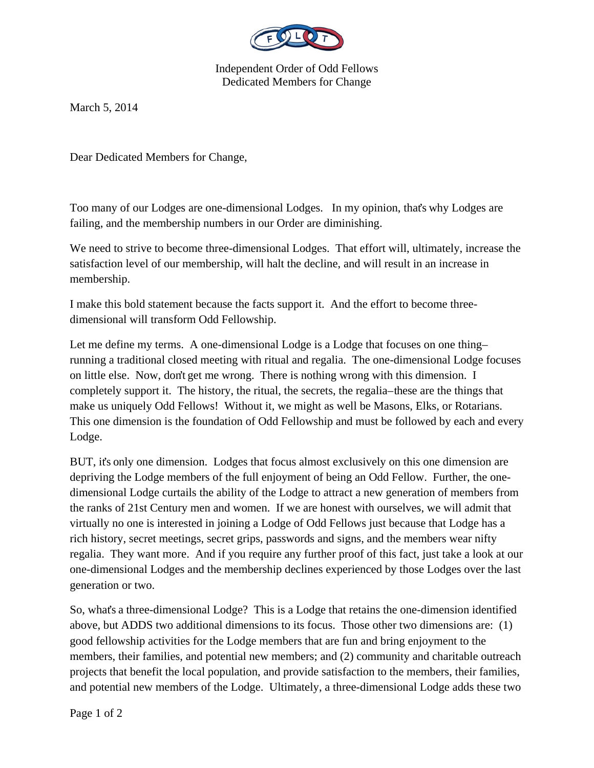Independent Order of Odd Fellows
Dedicated Members for Change

March 5, 2014

Dear Dedicated Members for Change,

Too many of our Lodges are one-dimensional Lodges. In my opinion, that's why Lodges are failing, and the membership numbers in our Order are diminishing.

We need to strive to become three-dimensional Lodges. That effort will, ultimately, increase the satisfaction level of our membership, will halt the decline, and will result in an increase in membership.

I make this bold statement because the facts support it. And the effort to become three-dimensional will transform Odd Fellowship.

Let me define my terms. A one-dimensional Lodge is a Lodge that focuses on one thing– running a traditional closed meeting with ritual and regalia. The one-dimensional Lodge focuses on little else. Now, don't get me wrong. There is nothing wrong with this dimension. I completely support it. The history, the ritual, the secrets, the regalia–these are the things that make us uniquely Odd Fellows! Without it, we might as well be Masons, Elks, or Rotarians. This one dimension is the foundation of Odd Fellowship and must be followed by each and every Lodge.

BUT, it's only one dimension. Lodges that focus almost exclusively on this one dimension are depriving the Lodge members of the full enjoyment of being an Odd Fellow. Further, the one-dimensional Lodge curtails the ability of the Lodge to attract a new generation of members from the ranks of 21st Century men and women. If we are honest with ourselves, we will admit that virtually no one is interested in joining a Lodge of Odd Fellows just because that Lodge has a rich history, secret meetings, secret grips, passwords and signs, and the members wear nifty regalia. They want more. And if you require any further proof of this fact, just take a look at our one-dimensional Lodges and the membership declines experienced by those Lodges over the last generation or two.

So, what's a three-dimensional Lodge? This is a Lodge that retains the one-dimension identified above, but ADDS two additional dimensions to its focus. Those other two dimensions are: (1) good fellowship activities for the Lodge members that are fun and bring enjoyment to the members, their families, and potential new members; and (2) community and charitable outreach projects that benefit the local population, and provide satisfaction to the members, their families, and potential new members of the Lodge. Ultimately, a three-dimensional Lodge adds these two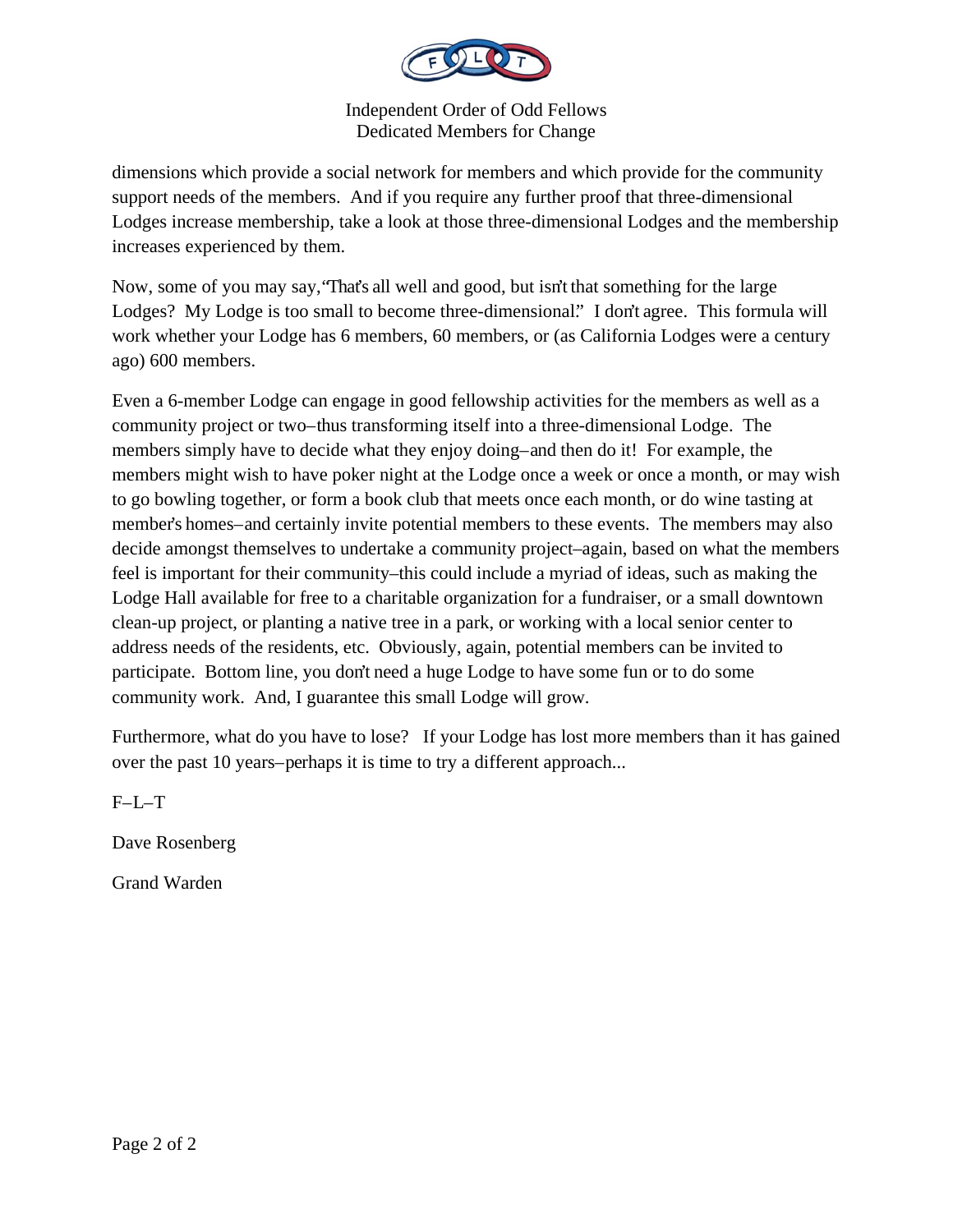dimensions which provide a social network for members and which provide for the community support needs of the members. And if you require any further proof that three-dimensional Lodges increase membership, take a look at those three-dimensional Lodges and the membership increases experienced by them.

Now, some of you may say, "That's all well and good, but isn't that something for the large Lodges? My Lodge is too small to become three-dimensional." I don't agree. This formula will work whether your Lodge has 6 members, 60 members, or (as California Lodges were a century ago) 600 members.

Even a 6-member Lodge can engage in good fellowship activities for the members as well as a community project or two–thus transforming itself into a three-dimensional Lodge. The members simply have to decide what they enjoy doing–and then do it! For example, the members might wish to have poker night at the Lodge once a week or once a month, or may wish to go bowling together, or form a book club that meets once each month, or do wine tasting at member's homes–and certainly invite potential members to these events. The members may also decide amongst themselves to undertake a community project–again, based on what the members feel is important for their community–this could include a myriad of ideas, such as making the Lodge Hall available for free to a charitable organization for a fundraiser, or a small downtown clean-up project, or planting a native tree in a park, or working with a local senior center to address needs of the residents, etc. Obviously, again, potential members can be invited to participate. Bottom line, you don't need a huge Lodge to have some fun or to do some community work. And, I guarantee this small Lodge will grow.

Furthermore, what do you have to lose? If your Lodge has lost more members than it has gained over the past 10 years–perhaps it is time to try a different approach...

F–L–T

Dave Rosenberg

Grand Warden